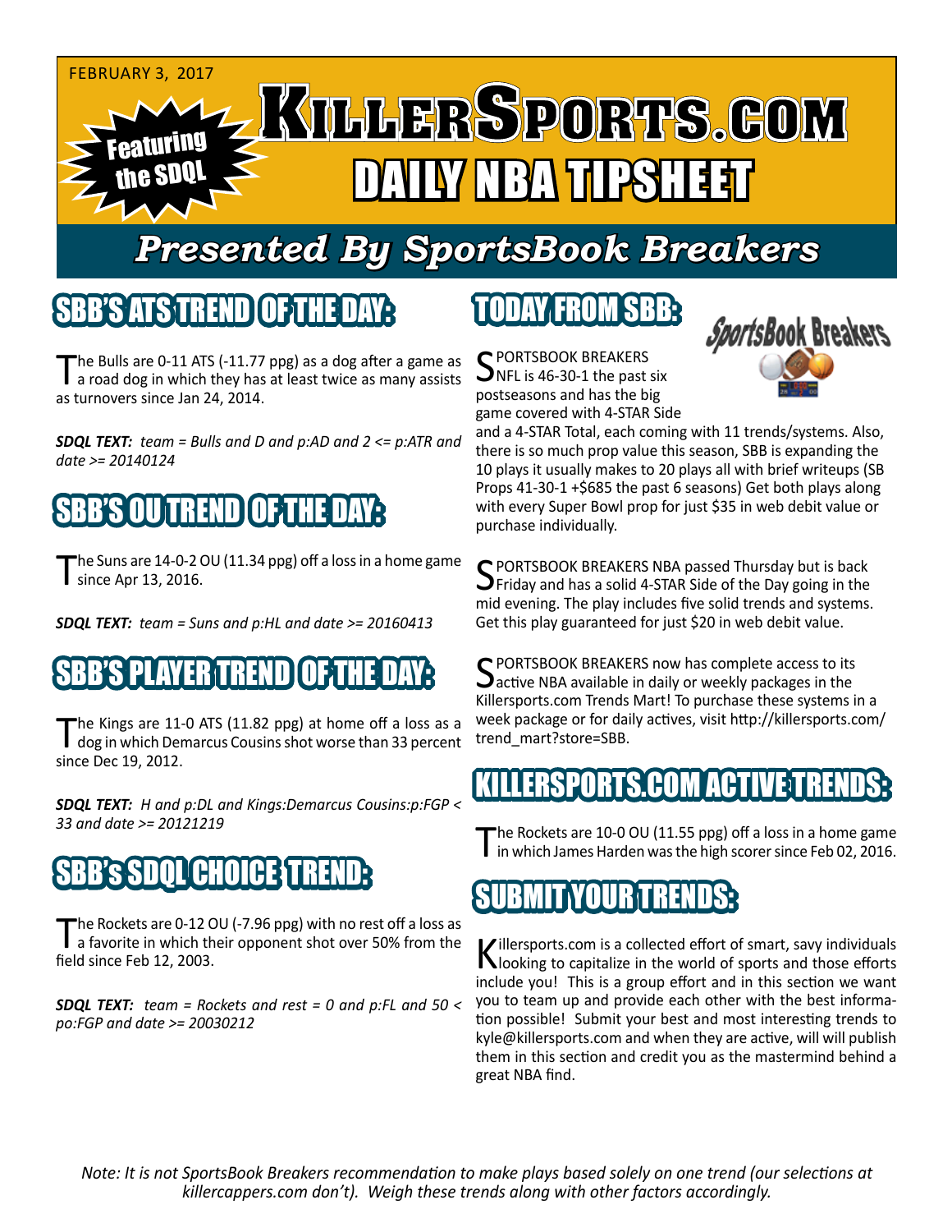FEBRUARY 3, 2017

# KILLERSPORTS.COM

## DAILY NBA TIPSHEET

Featuring the SDQL

## Presented By SportsBook Breakers

## SBB'S ATS TREND OF THE DAY:

The Bulls are 0-11 ATS (-11.77 ppg) as a dog after a game as a road dog in which they has at least twice as many assists as turnovers since Jan 24, 2014.

***SDQL TEXT:*** *team = Bulls and D and p:AD and 2 <= p:ATR and date >= 20140124*

## SBB'S OU TREND OF THE DAY:

The Suns are 14-0-2 OU (11.34 ppg) off a loss in a home game since Apr 13, 2016.

***SDQL TEXT:*** *team = Suns and p:HL and date >= 20160413*

## SBB'S PLAYER TREND OF THE DAY:

The Kings are 11-0 ATS (11.82 ppg) at home off a loss as a dog in which Demarcus Cousins shot worse than 33 percent since Dec 19, 2012.

***SDQL TEXT:*** *H and p:DL and Kings:Demarcus Cousins:p:FGP < 33 and date >= 20121219*

## SBB's SDQL CHOICE TREND:

The Rockets are 0-12 OU (-7.96 ppg) with no rest off a loss as a favorite in which their opponent shot over 50% from the field since Feb 12, 2003.

***SDQL TEXT:*** *team = Rockets and rest = 0 and p:FL and 50 < po:FGP and date >= 20030212*

## TODAY FROM SBB:

SPORTSBOOK BREAKERS NFL is 46-30-1 the past six postseasons and has the big game covered with 4-STAR Side and a 4-STAR Total, each coming with 11 trends/systems. Also, there is so much prop value this season, SBB is expanding the 10 plays it usually makes to 20 plays all with brief writeups (SB Props 41-30-1 +$685 the past 6 seasons) Get both plays along with every Super Bowl prop for just $35 in web debit value or purchase individually.

SPORTSBOOK BREAKERS NBA passed Thursday but is back Friday and has a solid 4-STAR Side of the Day going in the mid evening. The play includes five solid trends and systems. Get this play guaranteed for just $20 in web debit value.

SPORTSBOOK BREAKERS now has complete access to its active NBA available in daily or weekly packages in the Killersports.com Trends Mart! To purchase these systems in a week package or for daily actives, visit http://killersports.com/trend_mart?store=SBB.

## KILLERSPORTS.COM ACTIVE TRENDS:

The Rockets are 10-0 OU (11.55 ppg) off a loss in a home game in which James Harden was the high scorer since Feb 02, 2016.

## SUBMIT YOUR TRENDS:

Killersports.com is a collected effort of smart, savy individuals looking to capitalize in the world of sports and those efforts include you! This is a group effort and in this section we want you to team up and provide each other with the best information possible! Submit your best and most interesting trends to kyle@killersports.com and when they are active, will will publish them in this section and credit you as the mastermind behind a great NBA find.

*Note: It is not SportsBook Breakers recommendation to make plays based solely on one trend (our selections at killercappers.com don't). Weigh these trends along with other factors accordingly.*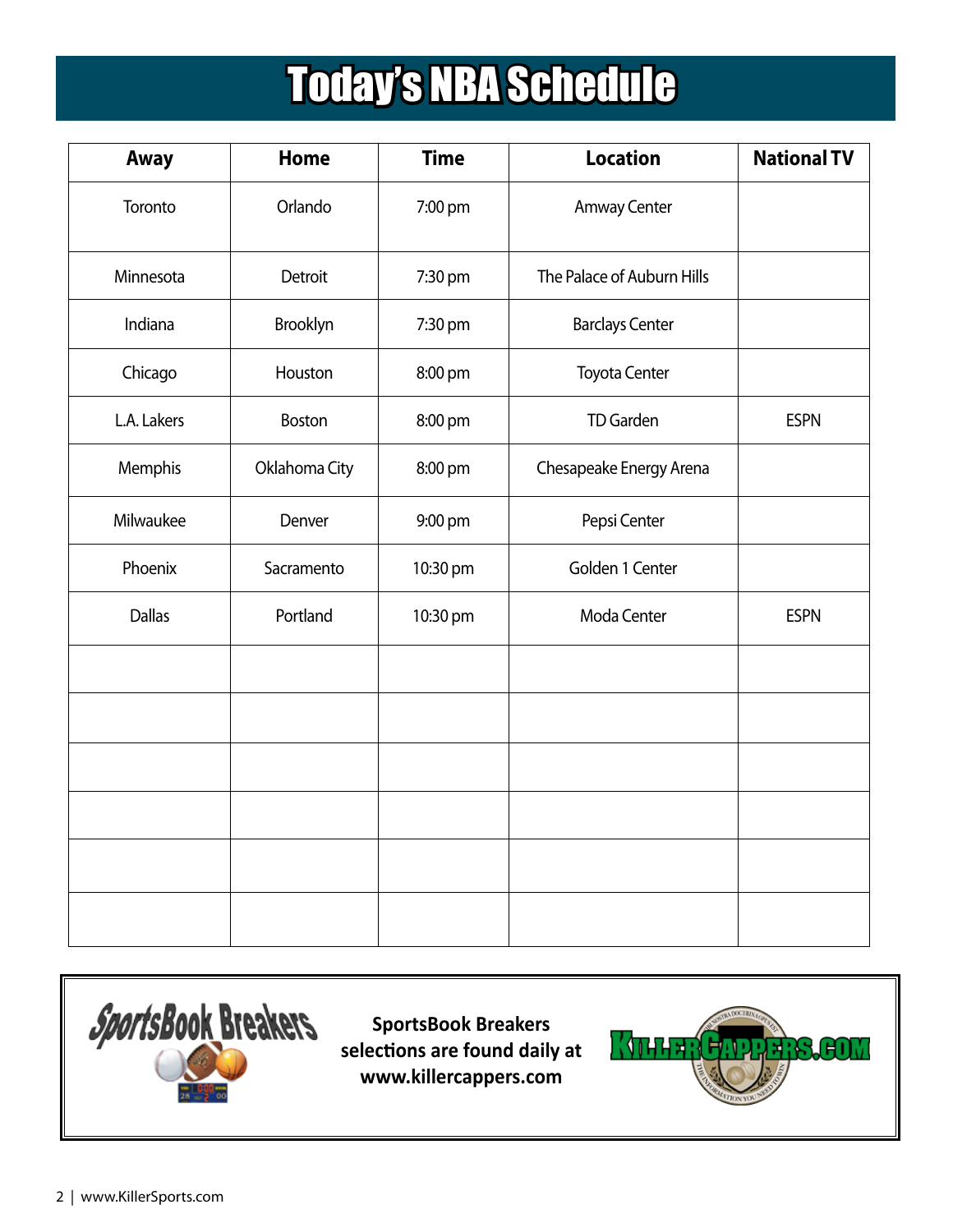# Today's NBA Schedule

| Away | Home | Time | Location | National TV |
|---|---|---|---|---|
| Toronto | Orlando | 7:00 pm | Amway Center | |
| Minnesota | Detroit | 7:30 pm | The Palace of Auburn Hills | |
| Indiana | Brooklyn | 7:30 pm | Barclays Center | |
| Chicago | Houston | 8:00 pm | Toyota Center | |
| L.A. Lakers | Boston | 8:00 pm | TD Garden | ESPN |
| Memphis | Oklahoma City | 8:00 pm | Chesapeake Energy Arena | |
| Milwaukee | Denver | 9:00 pm | Pepsi Center | |
| Phoenix | Sacramento | 10:30 pm | Golden 1 Center | |
| Dallas | Portland | 10:30 pm | Moda Center | ESPN |
| | | | | |
| | | | | |
| | | | | |
| | | | | |
| | | | | |
| | | | | |

SportsBook Breakers

**SportsBook Breakers selections are found daily at www.killercappers.com**

KILLERCAPPERS.COM

www.KillerSports.com